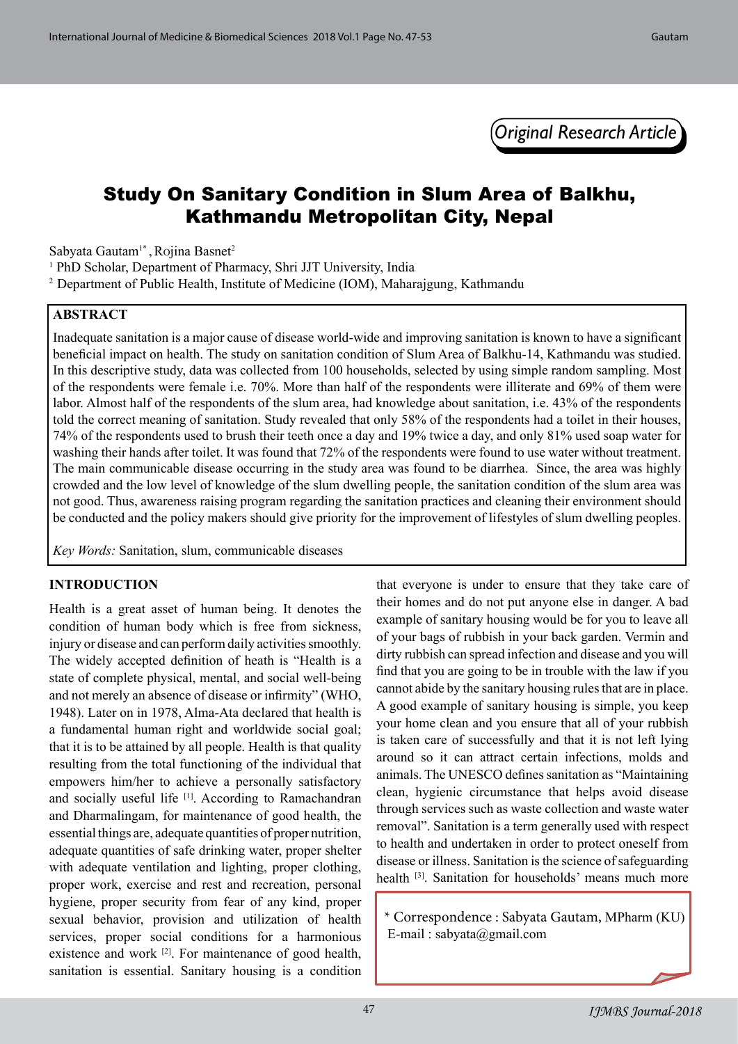*Original Research Article*

# Study On Sanitary Condition in Slum Area of Balkhu, Kathmandu Metropolitan City, Nepal

Sabyata Gautam[1*], Rojina Basnet[2]

[1] PhD Scholar, Department of Pharmacy, Shri JJT University, India

[2] Department of Public Health, Institute of Medicine (IOM), Maharajgung, Kathmandu

## ABSTRACT

Inadequate sanitation is a major cause of disease world-wide and improving sanitation is known to have a significant beneficial impact on health. The study on sanitation condition of Slum Area of Balkhu-14, Kathmandu was studied. In this descriptive study, data was collected from 100 households, selected by using simple random sampling. Most of the respondents were female i.e. 70%. More than half of the respondents were illiterate and 69% of them were labor. Almost half of the respondents of the slum area, had knowledge about sanitation, i.e. 43% of the respondents told the correct meaning of sanitation. Study revealed that only 58% of the respondents had a toilet in their houses, 74% of the respondents used to brush their teeth once a day and 19% twice a day, and only 81% used soap water for washing their hands after toilet. It was found that 72% of the respondents were found to use water without treatment. The main communicable disease occurring in the study area was found to be diarrhea. Since, the area was highly crowded and the low level of knowledge of the slum dwelling people, the sanitation condition of the slum area was not good. Thus, awareness raising program regarding the sanitation practices and cleaning their environment should be conducted and the policy makers should give priority for the improvement of lifestyles of slum dwelling peoples.

*Key Words:* Sanitation, slum, communicable diseases

## INTRODUCTION

Health is a great asset of human being. It denotes the condition of human body which is free from sickness, injury or disease and can perform daily activities smoothly. The widely accepted definition of heath is "Health is a state of complete physical, mental, and social well-being and not merely an absence of disease or infirmity" (WHO, 1948). Later on in 1978, Alma-Ata declared that health is a fundamental human right and worldwide social goal; that it is to be attained by all people. Health is that quality resulting from the total functioning of the individual that empowers him/her to achieve a personally satisfactory and socially useful life [1]. According to Ramachandran and Dharmalingam, for maintenance of good health, the essential things are, adequate quantities of proper nutrition, adequate quantities of safe drinking water, proper shelter with adequate ventilation and lighting, proper clothing, proper work, exercise and rest and recreation, personal hygiene, proper security from fear of any kind, proper sexual behavior, provision and utilization of health services, proper social conditions for a harmonious existence and work [2]. For maintenance of good health, sanitation is essential. Sanitary housing is a condition that everyone is under to ensure that they take care of their homes and do not put anyone else in danger. A bad example of sanitary housing would be for you to leave all of your bags of rubbish in your back garden. Vermin and dirty rubbish can spread infection and disease and you will find that you are going to be in trouble with the law if you cannot abide by the sanitary housing rules that are in place. A good example of sanitary housing is simple, you keep your home clean and you ensure that all of your rubbish is taken care of successfully and that it is not left lying around so it can attract certain infections, molds and animals. The UNESCO defines sanitation as "Maintaining clean, hygienic circumstance that helps avoid disease through services such as waste collection and waste water removal". Sanitation is a term generally used with respect to health and undertaken in order to protect oneself from disease or illness. Sanitation is the science of safeguarding health [3]. Sanitation for households' means much more

\* Correspondence : Sabyata Gautam, MPharm (KU)
E-mail : sabyata@gmail.com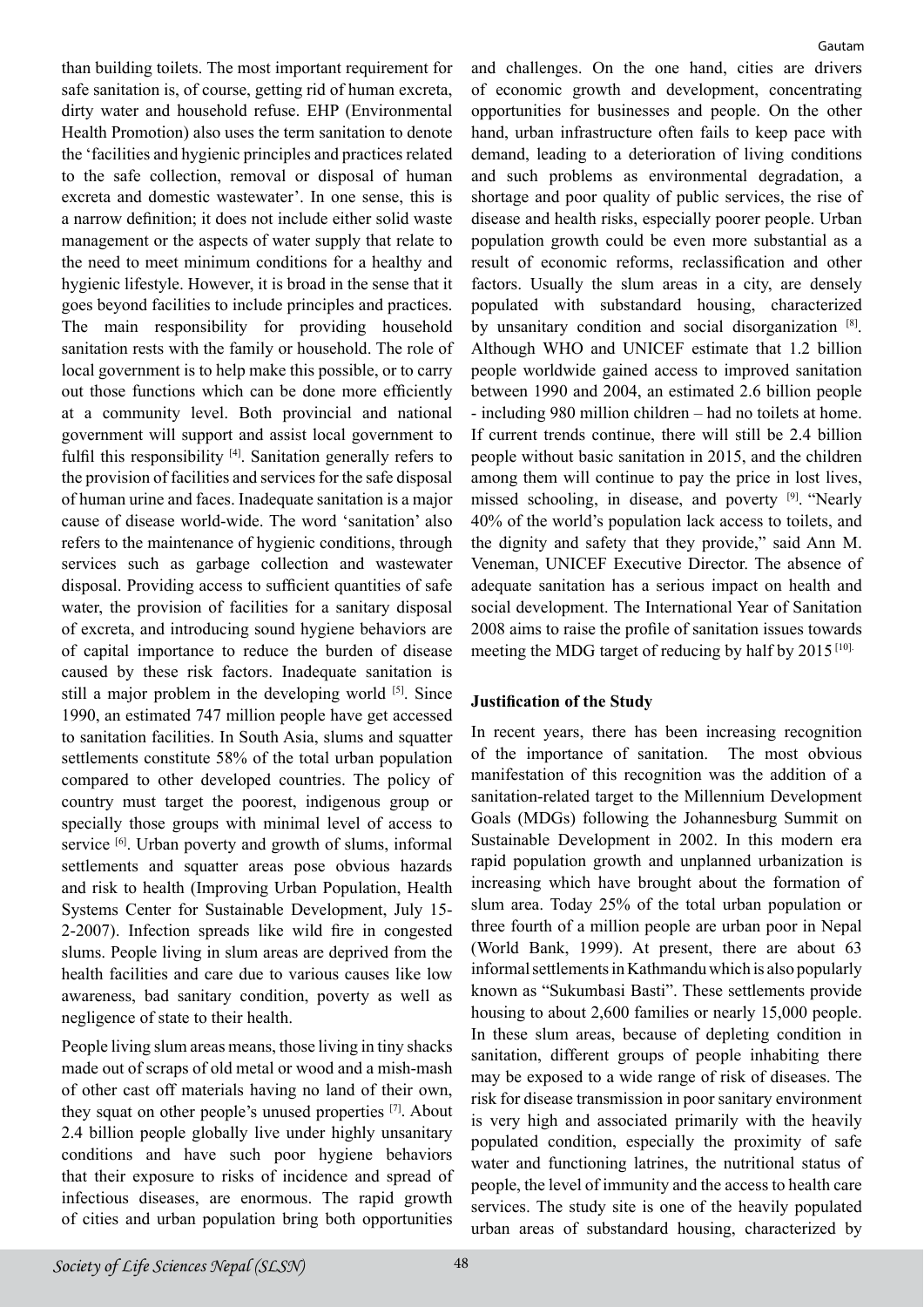than building toilets. The most important requirement for safe sanitation is, of course, getting rid of human excreta, dirty water and household refuse. EHP (Environmental Health Promotion) also uses the term sanitation to denote the 'facilities and hygienic principles and practices related to the safe collection, removal or disposal of human excreta and domestic wastewater'. In one sense, this is a narrow definition; it does not include either solid waste management or the aspects of water supply that relate to the need to meet minimum conditions for a healthy and hygienic lifestyle. However, it is broad in the sense that it goes beyond facilities to include principles and practices. The main responsibility for providing household sanitation rests with the family or household. The role of local government is to help make this possible, or to carry out those functions which can be done more efficiently at a community level. Both provincial and national government will support and assist local government to fulfil this responsibility [4]. Sanitation generally refers to the provision of facilities and services for the safe disposal of human urine and faces. Inadequate sanitation is a major cause of disease world-wide. The word 'sanitation' also refers to the maintenance of hygienic conditions, through services such as garbage collection and wastewater disposal. Providing access to sufficient quantities of safe water, the provision of facilities for a sanitary disposal of excreta, and introducing sound hygiene behaviors are of capital importance to reduce the burden of disease caused by these risk factors. Inadequate sanitation is still a major problem in the developing world [5]. Since 1990, an estimated 747 million people have get accessed to sanitation facilities. In South Asia, slums and squatter settlements constitute 58% of the total urban population compared to other developed countries. The policy of country must target the poorest, indigenous group or specially those groups with minimal level of access to service [6]. Urban poverty and growth of slums, informal settlements and squatter areas pose obvious hazards and risk to health (Improving Urban Population, Health Systems Center for Sustainable Development, July 15-2-2007). Infection spreads like wild fire in congested slums. People living in slum areas are deprived from the health facilities and care due to various causes like low awareness, bad sanitary condition, poverty as well as negligence of state to their health.

People living slum areas means, those living in tiny shacks made out of scraps of old metal or wood and a mish-mash of other cast off materials having no land of their own, they squat on other people's unused properties [7]. About 2.4 billion people globally live under highly unsanitary conditions and have such poor hygiene behaviors that their exposure to risks of incidence and spread of infectious diseases, are enormous. The rapid growth of cities and urban population bring both opportunities and challenges. On the one hand, cities are drivers of economic growth and development, concentrating opportunities for businesses and people. On the other hand, urban infrastructure often fails to keep pace with demand, leading to a deterioration of living conditions and such problems as environmental degradation, a shortage and poor quality of public services, the rise of disease and health risks, especially poorer people. Urban population growth could be even more substantial as a result of economic reforms, reclassification and other factors. Usually the slum areas in a city, are densely populated with substandard housing, characterized by unsanitary condition and social disorganization [8]. Although WHO and UNICEF estimate that 1.2 billion people worldwide gained access to improved sanitation between 1990 and 2004, an estimated 2.6 billion people - including 980 million children – had no toilets at home. If current trends continue, there will still be 2.4 billion people without basic sanitation in 2015, and the children among them will continue to pay the price in lost lives, missed schooling, in disease, and poverty [9]. "Nearly 40% of the world's population lack access to toilets, and the dignity and safety that they provide," said Ann M. Veneman, UNICEF Executive Director. The absence of adequate sanitation has a serious impact on health and social development. The International Year of Sanitation 2008 aims to raise the profile of sanitation issues towards meeting the MDG target of reducing by half by 2015 [10].

**Justification of the Study**

In recent years, there has been increasing recognition of the importance of sanitation. The most obvious manifestation of this recognition was the addition of a sanitation-related target to the Millennium Development Goals (MDGs) following the Johannesburg Summit on Sustainable Development in 2002. In this modern era rapid population growth and unplanned urbanization is increasing which have brought about the formation of slum area. Today 25% of the total urban population or three fourth of a million people are urban poor in Nepal (World Bank, 1999). At present, there are about 63 informal settlements in Kathmandu which is also popularly known as "Sukumbasi Basti". These settlements provide housing to about 2,600 families or nearly 15,000 people. In these slum areas, because of depleting condition in sanitation, different groups of people inhabiting there may be exposed to a wide range of risk of diseases. The risk for disease transmission in poor sanitary environment is very high and associated primarily with the heavily populated condition, especially the proximity of safe water and functioning latrines, the nutritional status of people, the level of immunity and the access to health care services. The study site is one of the heavily populated urban areas of substandard housing, characterized by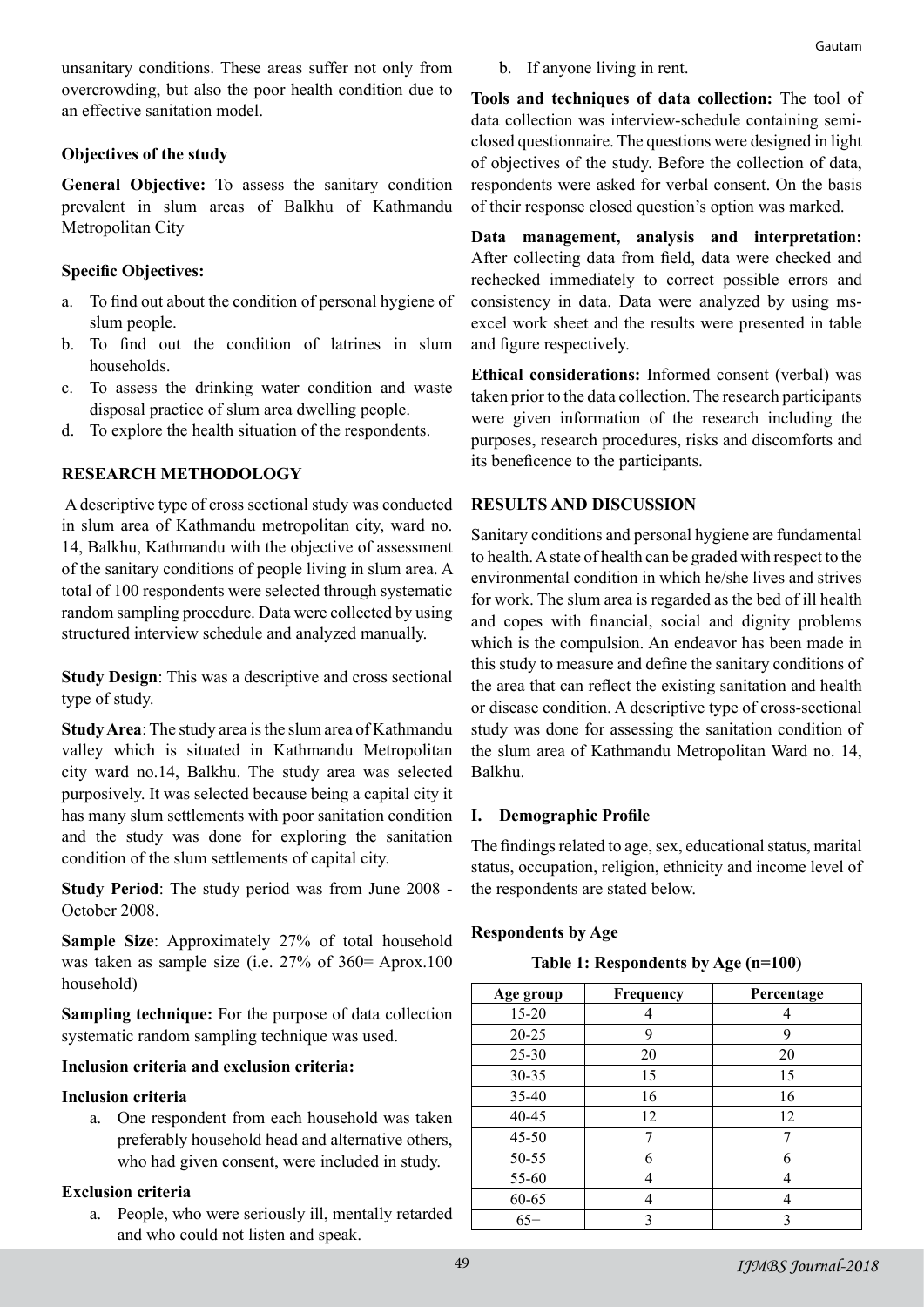unsanitary conditions. These areas suffer not only from overcrowding, but also the poor health condition due to an effective sanitation model.

**Objectives of the study**

**General Objective:** To assess the sanitary condition prevalent in slum areas of Balkhu of Kathmandu Metropolitan City

**Specific Objectives:**

a. To find out about the condition of personal hygiene of slum people.
b. To find out the condition of latrines in slum households.
c. To assess the drinking water condition and waste disposal practice of slum area dwelling people.
d. To explore the health situation of the respondents.

## RESEARCH METHODOLOGY

A descriptive type of cross sectional study was conducted in slum area of Kathmandu metropolitan city, ward no. 14, Balkhu, Kathmandu with the objective of assessment of the sanitary conditions of people living in slum area. A total of 100 respondents were selected through systematic random sampling procedure. Data were collected by using structured interview schedule and analyzed manually.

**Study Design**: This was a descriptive and cross sectional type of study.

**Study Area**: The study area is the slum area of Kathmandu valley which is situated in Kathmandu Metropolitan city ward no.14, Balkhu. The study area was selected purposively. It was selected because being a capital city it has many slum settlements with poor sanitation condition and the study was done for exploring the sanitation condition of the slum settlements of capital city.

**Study Period**: The study period was from June 2008 - October 2008.

**Sample Size**: Approximately 27% of total household was taken as sample size (i.e. 27% of 360= Aprox.100 household)

**Sampling technique:** For the purpose of data collection systematic random sampling technique was used.

**Inclusion criteria and exclusion criteria:**

**Inclusion criteria**

a. One respondent from each household was taken preferably household head and alternative others, who had given consent, were included in study.

**Exclusion criteria**

a. People, who were seriously ill, mentally retarded and who could not listen and speak.
b. If anyone living in rent.

**Tools and techniques of data collection:** The tool of data collection was interview-schedule containing semi-closed questionnaire. The questions were designed in light of objectives of the study. Before the collection of data, respondents were asked for verbal consent. On the basis of their response closed question's option was marked.

**Data management, analysis and interpretation:** After collecting data from field, data were checked and rechecked immediately to correct possible errors and consistency in data. Data were analyzed by using ms-excel work sheet and the results were presented in table and figure respectively.

**Ethical considerations:** Informed consent (verbal) was taken prior to the data collection. The research participants were given information of the research including the purposes, research procedures, risks and discomforts and its beneficence to the participants.

## RESULTS AND DISCUSSION

Sanitary conditions and personal hygiene are fundamental to health. A state of health can be graded with respect to the environmental condition in which he/she lives and strives for work. The slum area is regarded as the bed of ill health and copes with financial, social and dignity problems which is the compulsion. An endeavor has been made in this study to measure and define the sanitary conditions of the area that can reflect the existing sanitation and health or disease condition. A descriptive type of cross-sectional study was done for assessing the sanitation condition of the slum area of Kathmandu Metropolitan Ward no. 14, Balkhu.

### I. Demographic Profile

The findings related to age, sex, educational status, marital status, occupation, religion, ethnicity and income level of the respondents are stated below.

**Respondents by Age**

**Table 1: Respondents by Age (n=100)**

| Age group | Frequency | Percentage |
|---|---|---|
| 15-20 | 4 | 4 |
| 20-25 | 9 | 9 |
| 25-30 | 20 | 20 |
| 30-35 | 15 | 15 |
| 35-40 | 16 | 16 |
| 40-45 | 12 | 12 |
| 45-50 | 7 | 7 |
| 50-55 | 6 | 6 |
| 55-60 | 4 | 4 |
| 60-65 | 4 | 4 |
| 65+ | 3 | 3 |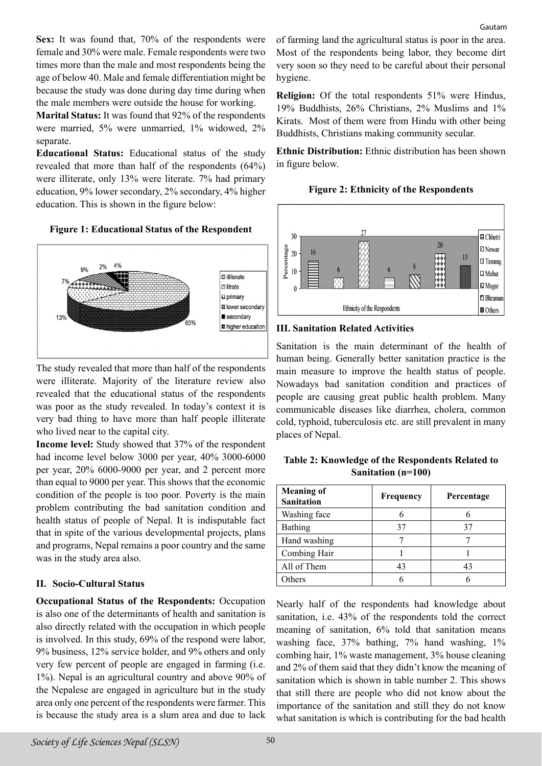**Sex:** It was found that, 70% of the respondents were female and 30% were male. Female respondents were two times more than the male and most respondents being the age of below 40. Male and female differentiation might be because the study was done during day time during when the male members were outside the house for working.

**Marital Status:** It was found that 92% of the respondents were married, 5% were unmarried, 1% widowed, 2% separate.

**Educational Status:** Educational status of the study revealed that more than half of the respondents (64%) were illiterate, only 13% were literate. 7% had primary education, 9% lower secondary, 2% secondary, 4% higher education. This is shown in the figure below:

**Figure 1: Educational Status of the Respondent**

The study revealed that more than half of the respondents were illiterate. Majority of the literature review also revealed that the educational status of the respondents was poor as the study revealed. In today's context it is very bad thing to have more than half people illiterate who lived near to the capital city.

**Income level:** Study showed that 37% of the respondent had income level below 3000 per year, 40% 3000-6000 per year, 20% 6000-9000 per year, and 2 percent more than equal to 9000 per year. This shows that the economic condition of the people is too poor. Poverty is the main problem contributing the bad sanitation condition and health status of people of Nepal. It is indisputable fact that in spite of the various developmental projects, plans and programs, Nepal remains a poor country and the same was in the study area also.

## II. Socio-Cultural Status

**Occupational Status of the Respondents:** Occupation is also one of the determinants of health and sanitation is also directly related with the occupation in which people is involved. In this study, 69% of the respond were labor, 9% business, 12% service holder, and 9% others and only very few percent of people are engaged in farming (i.e. 1%). Nepal is an agricultural country and above 90% of the Nepalese are engaged in agriculture but in the study area only one percent of the respondents were farmer. This is because the study area is a slum area and due to lack of farming land the agricultural status is poor in the area. Most of the respondents being labor, they become dirt very soon so they need to be careful about their personal hygiene.

**Religion:** Of the total respondents 51% were Hindus, 19% Buddhists, 26% Christians, 2% Muslims and 1% Kirats. Most of them were from Hindu with other being Buddhists, Christians making community secular.

**Ethnic Distribution:** Ethnic distribution has been shown in figure below.

**Figure 2: Ethnicity of the Respondents**

## III. Sanitation Related Activities

Sanitation is the main determinant of the health of human being. Generally better sanitation practice is the main measure to improve the health status of people. Nowadays bad sanitation condition and practices of people are causing great public health problem. Many communicable diseases like diarrhea, cholera, common cold, typhoid, tuberculosis etc. are still prevalent in many places of Nepal.

**Table 2: Knowledge of the Respondents Related to Sanitation (n=100)**

| Meaning of Sanitation | Frequency | Percentage |
|---|---|---|
| Washing face | 6 | 6 |
| Bathing | 37 | 37 |
| Hand washing | 7 | 7 |
| Combing Hair | 1 | 1 |
| All of Them | 43 | 43 |
| Others | 6 | 6 |

Nearly half of the respondents had knowledge about sanitation, i.e. 43% of the respondents told the correct meaning of sanitation, 6% told that sanitation means washing face, 37% bathing, 7% hand washing, 1% combing hair, 1% waste management, 3% house cleaning and 2% of them said that they didn't know the meaning of sanitation which is shown in table number 2. This shows that still there are people who did not know about the importance of the sanitation and still they do not know what sanitation is which is contributing for the bad health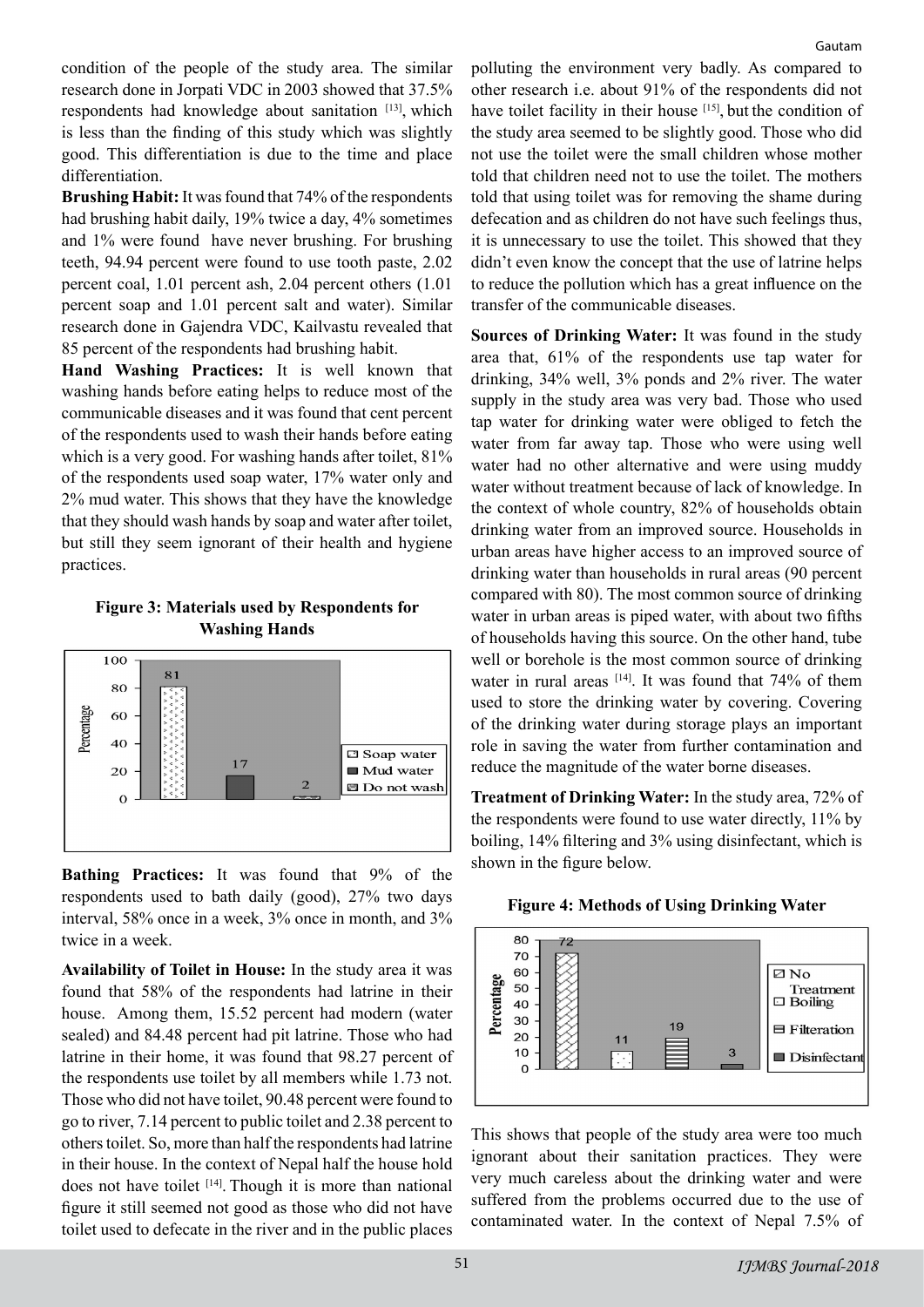condition of the people of the study area. The similar research done in Jorpati VDC in 2003 showed that 37.5% respondents had knowledge about sanitation [13], which is less than the finding of this study which was slightly good. This differentiation is due to the time and place differentiation.

**Brushing Habit:** It was found that 74% of the respondents had brushing habit daily, 19% twice a day, 4% sometimes and 1% were found have never brushing. For brushing teeth, 94.94 percent were found to use tooth paste, 2.02 percent coal, 1.01 percent ash, 2.04 percent others (1.01 percent soap and 1.01 percent salt and water). Similar research done in Gajendra VDC, Kailvastu revealed that 85 percent of the respondents had brushing habit.

**Hand Washing Practices:** It is well known that washing hands before eating helps to reduce most of the communicable diseases and it was found that cent percent of the respondents used to wash their hands before eating which is a very good. For washing hands after toilet, 81% of the respondents used soap water, 17% water only and 2% mud water. This shows that they have the knowledge that they should wash hands by soap and water after toilet, but still they seem ignorant of their health and hygiene practices.

**Figure 3: Materials used by Respondents for Washing Hands**

| Material | Percentage |
|---|---|
| Soap water | 81 |
| Mud water | 17 |
| Do not wash | 2 |

**Bathing Practices:** It was found that 9% of the respondents used to bath daily (good), 27% two days interval, 58% once in a week, 3% once in month, and 3% twice in a week.

**Availability of Toilet in House:** In the study area it was found that 58% of the respondents had latrine in their house. Among them, 15.52 percent had modern (water sealed) and 84.48 percent had pit latrine. Those who had latrine in their home, it was found that 98.27 percent of the respondents use toilet by all members while 1.73 not. Those who did not have toilet, 90.48 percent were found to go to river, 7.14 percent to public toilet and 2.38 percent to others toilet. So, more than half the respondents had latrine in their house. In the context of Nepal half the house hold does not have toilet [14]. Though it is more than national figure it still seemed not good as those who did not have toilet used to defecate in the river and in the public places polluting the environment very badly. As compared to other research i.e. about 91% of the respondents did not have toilet facility in their house [15], but the condition of the study area seemed to be slightly good. Those who did not use the toilet were the small children whose mother told that children need not to use the toilet. The mothers told that using toilet was for removing the shame during defecation and as children do not have such feelings thus, it is unnecessary to use the toilet. This showed that they didn't even know the concept that the use of latrine helps to reduce the pollution which has a great influence on the transfer of the communicable diseases.

**Sources of Drinking Water:** It was found in the study area that, 61% of the respondents use tap water for drinking, 34% well, 3% ponds and 2% river. The water supply in the study area was very bad. Those who used tap water for drinking water were obliged to fetch the water from far away tap. Those who were using well water had no other alternative and were using muddy water without treatment because of lack of knowledge. In the context of whole country, 82% of households obtain drinking water from an improved source. Households in urban areas have higher access to an improved source of drinking water than households in rural areas (90 percent compared with 80). The most common source of drinking water in urban areas is piped water, with about two fifths of households having this source. On the other hand, tube well or borehole is the most common source of drinking water in rural areas [14]. It was found that 74% of them used to store the drinking water by covering. Covering of the drinking water during storage plays an important role in saving the water from further contamination and reduce the magnitude of the water borne diseases.

**Treatment of Drinking Water:** In the study area, 72% of the respondents were found to use water directly, 11% by boiling, 14% filtering and 3% using disinfectant, which is shown in the figure below.

**Figure 4: Methods of Using Drinking Water**

| Method | Percentage |
|---|---|
| No Treatment | 72 |
| Boiling | 11 |
| Filteration | 19 |
| Disinfectant | 3 |

This shows that people of the study area were too much ignorant about their sanitation practices. They were very much careless about the drinking water and were suffered from the problems occurred due to the use of contaminated water. In the context of Nepal 7.5% of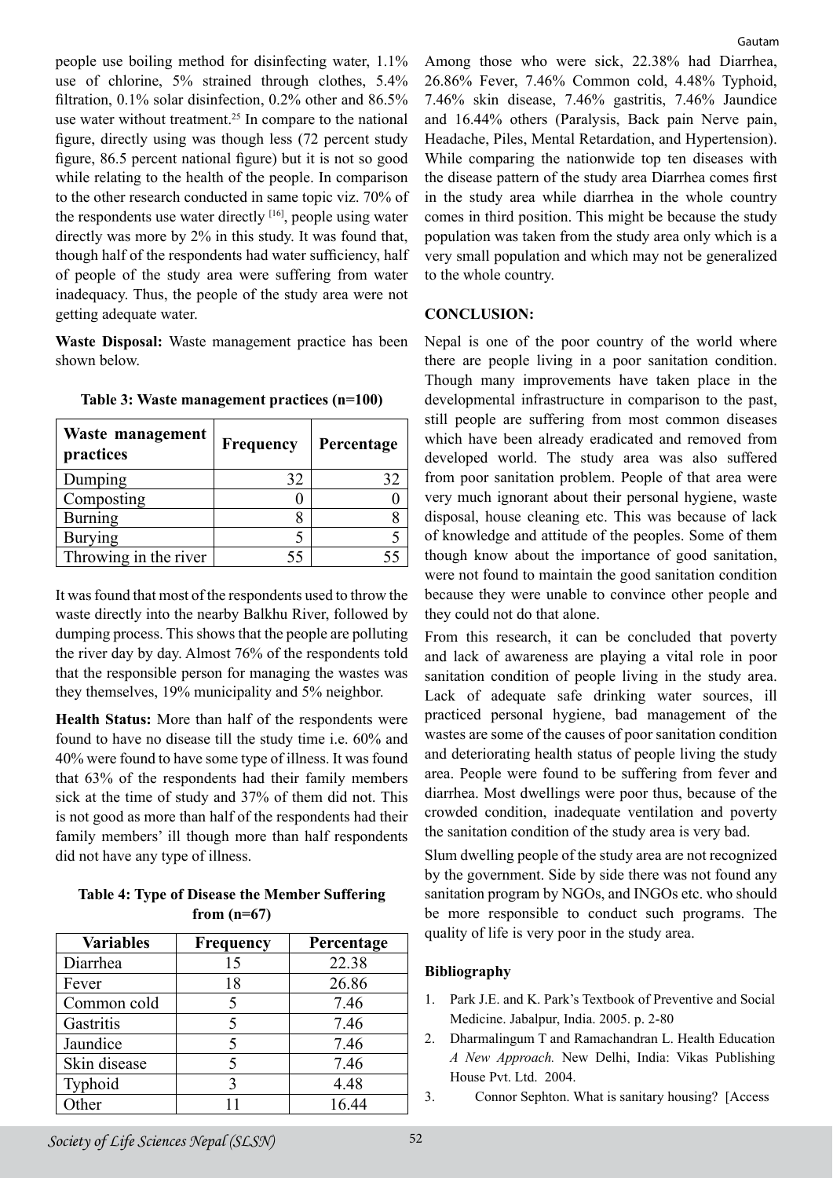people use boiling method for disinfecting water, 1.1% use of chlorine, 5% strained through clothes, 5.4% filtration, 0.1% solar disinfection, 0.2% other and 86.5% use water without treatment.[25] In compare to the national figure, directly using was though less (72 percent study figure, 86.5 percent national figure) but it is not so good while relating to the health of the people. In comparison to the other research conducted in same topic viz. 70% of the respondents use water directly [16], people using water directly was more by 2% in this study. It was found that, though half of the respondents had water sufficiency, half of people of the study area were suffering from water inadequacy. Thus, the people of the study area were not getting adequate water.

**Waste Disposal:** Waste management practice has been shown below.

**Table 3: Waste management practices (n=100)**

| Waste management practices | Frequency | Percentage |
|---|---|---|
| Dumping | 32 | 32 |
| Composting | 0 | 0 |
| Burning | 8 | 8 |
| Burying | 5 | 5 |
| Throwing in the river | 55 | 55 |

It was found that most of the respondents used to throw the waste directly into the nearby Balkhu River, followed by dumping process. This shows that the people are polluting the river day by day. Almost 76% of the respondents told that the responsible person for managing the wastes was they themselves, 19% municipality and 5% neighbor.

**Health Status:** More than half of the respondents were found to have no disease till the study time i.e. 60% and 40% were found to have some type of illness. It was found that 63% of the respondents had their family members sick at the time of study and 37% of them did not. This is not good as more than half of the respondents had their family members' ill though more than half respondents did not have any type of illness.

**Table 4: Type of Disease the Member Suffering from (n=67)**

| Variables | Frequency | Percentage |
|---|---|---|
| Diarrhea | 15 | 22.38 |
| Fever | 18 | 26.86 |
| Common cold | 5 | 7.46 |
| Gastritis | 5 | 7.46 |
| Jaundice | 5 | 7.46 |
| Skin disease | 5 | 7.46 |
| Typhoid | 3 | 4.48 |
| Other | 11 | 16.44 |

Among those who were sick, 22.38% had Diarrhea, 26.86% Fever, 7.46% Common cold, 4.48% Typhoid, 7.46% skin disease, 7.46% gastritis, 7.46% Jaundice and 16.44% others (Paralysis, Back pain Nerve pain, Headache, Piles, Mental Retardation, and Hypertension). While comparing the nationwide top ten diseases with the disease pattern of the study area Diarrhea comes first in the study area while diarrhea in the whole country comes in third position. This might be because the study population was taken from the study area only which is a very small population and which may not be generalized to the whole country.

## CONCLUSION:

Nepal is one of the poor country of the world where there are people living in a poor sanitation condition. Though many improvements have taken place in the developmental infrastructure in comparison to the past, still people are suffering from most common diseases which have been already eradicated and removed from developed world. The study area was also suffered from poor sanitation problem. People of that area were very much ignorant about their personal hygiene, waste disposal, house cleaning etc. This was because of lack of knowledge and attitude of the peoples. Some of them though know about the importance of good sanitation, were not found to maintain the good sanitation condition because they were unable to convince other people and they could not do that alone.

From this research, it can be concluded that poverty and lack of awareness are playing a vital role in poor sanitation condition of people living in the study area. Lack of adequate safe drinking water sources, ill practiced personal hygiene, bad management of the wastes are some of the causes of poor sanitation condition and deteriorating health status of people living the study area. People were found to be suffering from fever and diarrhea. Most dwellings were poor thus, because of the crowded condition, inadequate ventilation and poverty the sanitation condition of the study area is very bad.

Slum dwelling people of the study area are not recognized by the government. Side by side there was not found any sanitation program by NGOs, and INGOs etc. who should be more responsible to conduct such programs. The quality of life is very poor in the study area.

### Bibliography

1. Park J.E. and K. Park's Textbook of Preventive and Social Medicine. Jabalpur, India. 2005. p. 2-80
2. Dharmalingum T and Ramachandran L. Health Education *A New Approach.* New Delhi, India: Vikas Publishing House Pvt. Ltd. 2004.
3. Connor Sephton. What is sanitary housing? [Access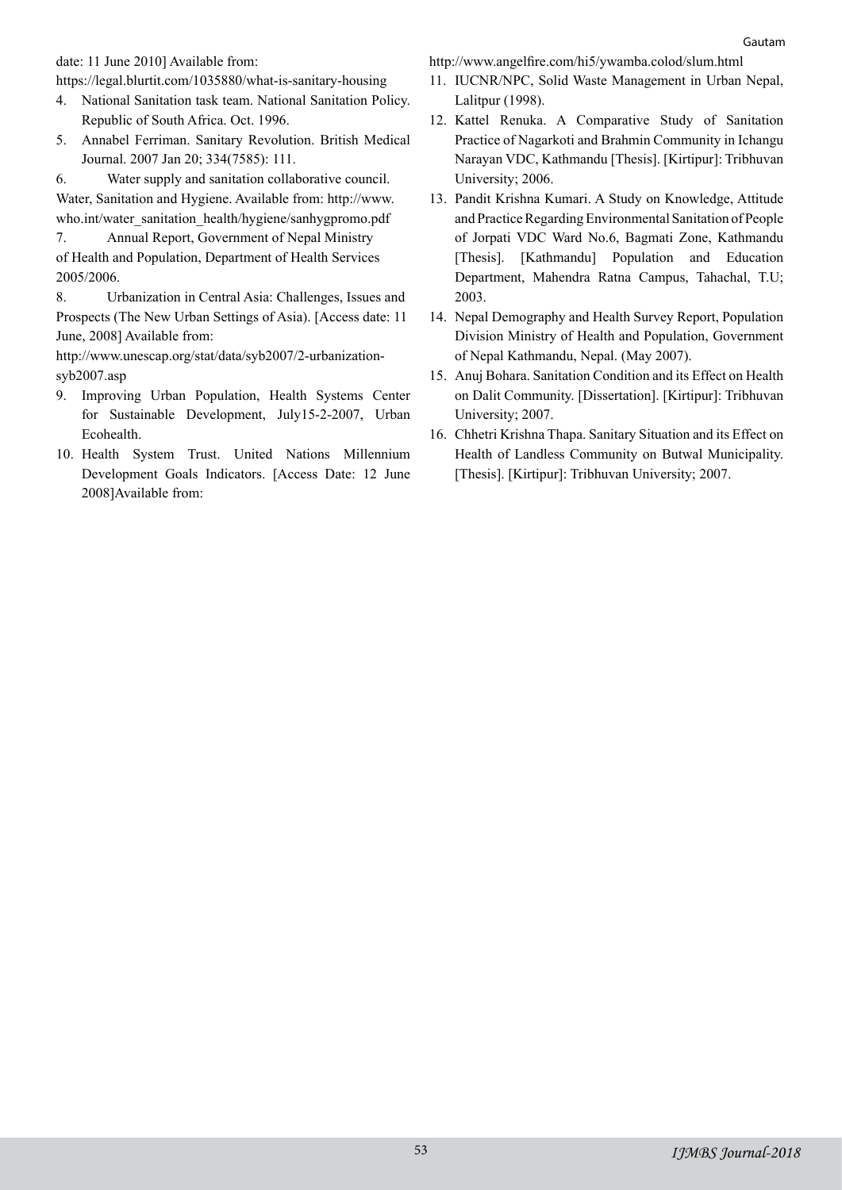date: 11 June 2010] Available from:
https://legal.blurtit.com/1035880/what-is-sanitary-housing

4. National Sanitation task team. National Sanitation Policy. Republic of South Africa. Oct. 1996.
5. Annabel Ferriman. Sanitary Revolution. British Medical Journal. 2007 Jan 20; 334(7585): 111.
6. Water supply and sanitation collaborative council. Water, Sanitation and Hygiene. Available from: http://www.who.int/water_sanitation_health/hygiene/sanhygpromo.pdf
7. Annual Report, Government of Nepal Ministry of Health and Population, Department of Health Services 2005/2006.
8. Urbanization in Central Asia: Challenges, Issues and Prospects (The New Urban Settings of Asia). [Access date: 11 June, 2008] Available from: http://www.unescap.org/stat/data/syb2007/2-urbanization-syb2007.asp
9. Improving Urban Population, Health Systems Center for Sustainable Development, July15-2-2007, Urban Ecohealth.
10. Health System Trust. United Nations Millennium Development Goals Indicators. [Access Date: 12 June 2008]Available from: http://www.angelfire.com/hi5/ywamba.colod/slum.html
11. IUCNR/NPC, Solid Waste Management in Urban Nepal, Lalitpur (1998).
12. Kattel Renuka. A Comparative Study of Sanitation Practice of Nagarkoti and Brahmin Community in Ichangu Narayan VDC, Kathmandu [Thesis]. [Kirtipur]: Tribhuvan University; 2006.
13. Pandit Krishna Kumari. A Study on Knowledge, Attitude and Practice Regarding Environmental Sanitation of People of Jorpati VDC Ward No.6, Bagmati Zone, Kathmandu [Thesis]. [Kathmandu] Population and Education Department, Mahendra Ratna Campus, Tahachal, T.U; 2003.
14. Nepal Demography and Health Survey Report, Population Division Ministry of Health and Population, Government of Nepal Kathmandu, Nepal. (May 2007).
15. Anuj Bohara. Sanitation Condition and its Effect on Health on Dalit Community. [Dissertation]. [Kirtipur]: Tribhuvan University; 2007.
16. Chhetri Krishna Thapa. Sanitary Situation and its Effect on Health of Landless Community on Butwal Municipality. [Thesis]. [Kirtipur]: Tribhuvan University; 2007.